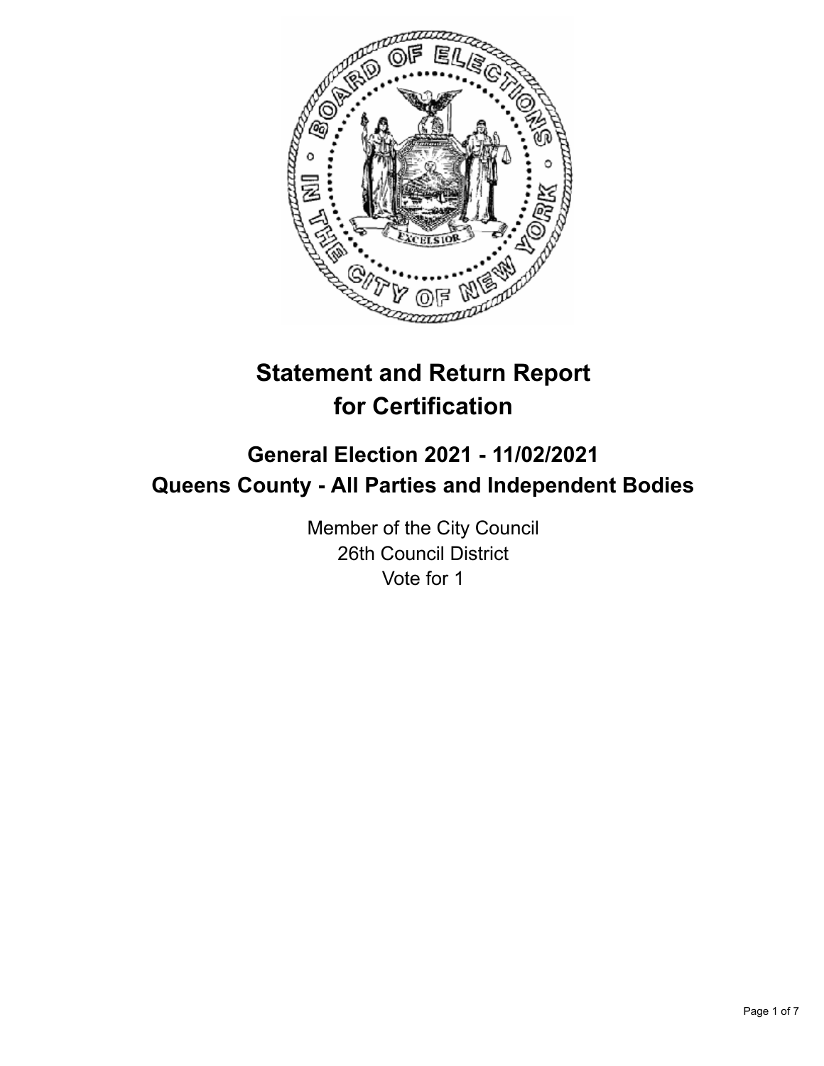# Statement and Return Report for Certification

## General Election 2021 - 11/02/2021
## Queens County - All Parties and Independent Bodies

Member of the City Council
26th Council District
Vote for 1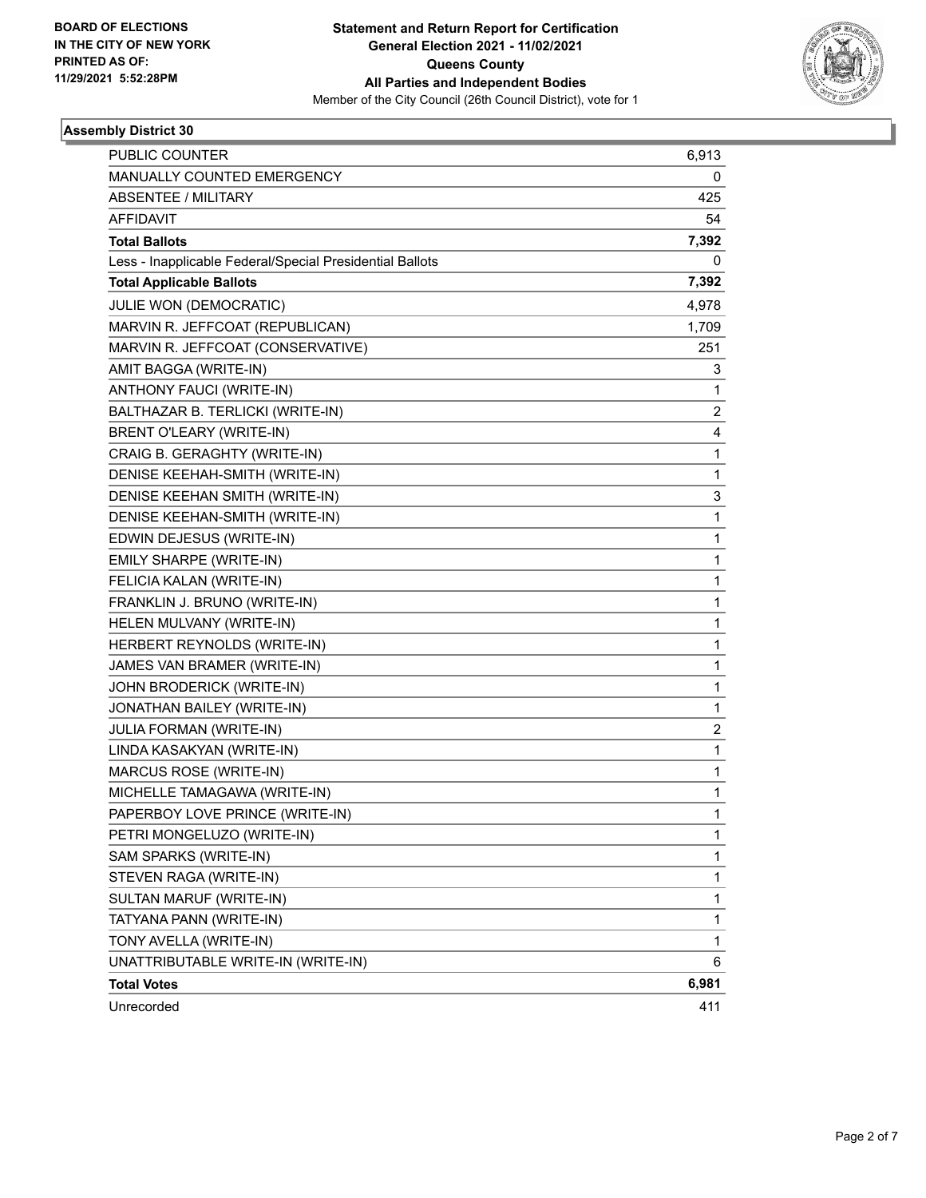BOARD OF ELECTIONS
IN THE CITY OF NEW YORK
PRINTED AS OF:
11/29/2021 5:52:28PM

**Statement and Return Report for Certification**
**General Election 2021 - 11/02/2021**
**Queens County**
**All Parties and Independent Bodies**
Member of the City Council (26th Council District), vote for 1

## Assembly District 30

| | |
|---|---|
| PUBLIC COUNTER | 6,913 |
| MANUALLY COUNTED EMERGENCY | 0 |
| ABSENTEE / MILITARY | 425 |
| AFFIDAVIT | 54 |
| **Total Ballots** | **7,392** |
| Less - Inapplicable Federal/Special Presidential Ballots | 0 |
| **Total Applicable Ballots** | **7,392** |
| JULIE WON (DEMOCRATIC) | 4,978 |
| MARVIN R. JEFFCOAT (REPUBLICAN) | 1,709 |
| MARVIN R. JEFFCOAT (CONSERVATIVE) | 251 |
| AMIT BAGGA (WRITE-IN) | 3 |
| ANTHONY FAUCI (WRITE-IN) | 1 |
| BALTHAZAR B. TERLICKI (WRITE-IN) | 2 |
| BRENT O'LEARY (WRITE-IN) | 4 |
| CRAIG B. GERAGHTY (WRITE-IN) | 1 |
| DENISE KEEHAH-SMITH (WRITE-IN) | 1 |
| DENISE KEEHAN SMITH (WRITE-IN) | 3 |
| DENISE KEEHAN-SMITH (WRITE-IN) | 1 |
| EDWIN DEJESUS (WRITE-IN) | 1 |
| EMILY SHARPE (WRITE-IN) | 1 |
| FELICIA KALAN (WRITE-IN) | 1 |
| FRANKLIN J. BRUNO (WRITE-IN) | 1 |
| HELEN MULVANY (WRITE-IN) | 1 |
| HERBERT REYNOLDS (WRITE-IN) | 1 |
| JAMES VAN BRAMER (WRITE-IN) | 1 |
| JOHN BRODERICK (WRITE-IN) | 1 |
| JONATHAN BAILEY (WRITE-IN) | 1 |
| JULIA FORMAN (WRITE-IN) | 2 |
| LINDA KASAKYAN (WRITE-IN) | 1 |
| MARCUS ROSE (WRITE-IN) | 1 |
| MICHELLE TAMAGAWA (WRITE-IN) | 1 |
| PAPERBOY LOVE PRINCE (WRITE-IN) | 1 |
| PETRI MONGELUZO (WRITE-IN) | 1 |
| SAM SPARKS (WRITE-IN) | 1 |
| STEVEN RAGA (WRITE-IN) | 1 |
| SULTAN MARUF (WRITE-IN) | 1 |
| TATYANA PANN (WRITE-IN) | 1 |
| TONY AVELLA (WRITE-IN) | 1 |
| UNATTRIBUTABLE WRITE-IN (WRITE-IN) | 6 |
| **Total Votes** | **6,981** |
| Unrecorded | 411 |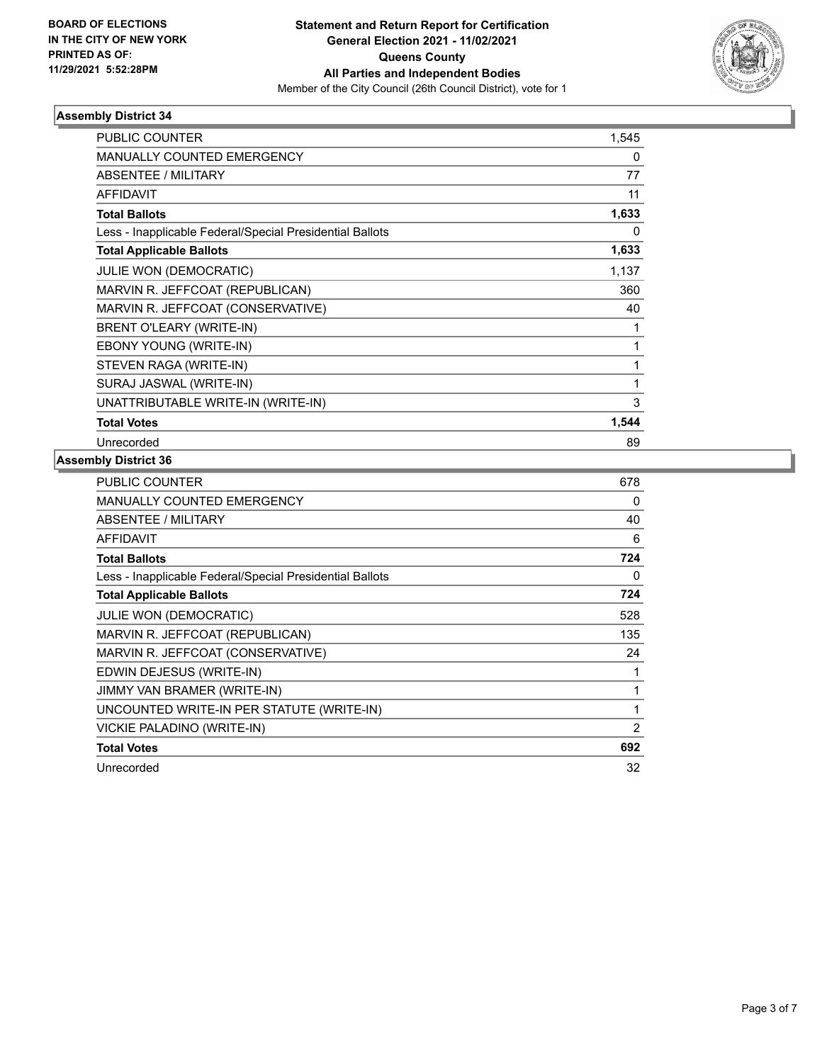**BOARD OF ELECTIONS IN THE CITY OF NEW YORK PRINTED AS OF: 11/29/2021 5:52:28PM**

# Statement and Return Report for Certification General Election 2021 - 11/02/2021 Queens County All Parties and Independent Bodies

Member of the City Council (26th Council District), vote for 1

## Assembly District 34

| | |
|---|---|
| PUBLIC COUNTER | 1,545 |
| MANUALLY COUNTED EMERGENCY | 0 |
| ABSENTEE / MILITARY | 77 |
| AFFIDAVIT | 11 |
| **Total Ballots** | **1,633** |
| Less - Inapplicable Federal/Special Presidential Ballots | 0 |
| **Total Applicable Ballots** | **1,633** |
| JULIE WON (DEMOCRATIC) | 1,137 |
| MARVIN R. JEFFCOAT (REPUBLICAN) | 360 |
| MARVIN R. JEFFCOAT (CONSERVATIVE) | 40 |
| BRENT O'LEARY (WRITE-IN) | 1 |
| EBONY YOUNG (WRITE-IN) | 1 |
| STEVEN RAGA (WRITE-IN) | 1 |
| SURAJ JASWAL (WRITE-IN) | 1 |
| UNATTRIBUTABLE WRITE-IN (WRITE-IN) | 3 |
| **Total Votes** | **1,544** |
| Unrecorded | 89 |

## Assembly District 36

| | |
|---|---|
| PUBLIC COUNTER | 678 |
| MANUALLY COUNTED EMERGENCY | 0 |
| ABSENTEE / MILITARY | 40 |
| AFFIDAVIT | 6 |
| **Total Ballots** | **724** |
| Less - Inapplicable Federal/Special Presidential Ballots | 0 |
| **Total Applicable Ballots** | **724** |
| JULIE WON (DEMOCRATIC) | 528 |
| MARVIN R. JEFFCOAT (REPUBLICAN) | 135 |
| MARVIN R. JEFFCOAT (CONSERVATIVE) | 24 |
| EDWIN DEJESUS (WRITE-IN) | 1 |
| JIMMY VAN BRAMER (WRITE-IN) | 1 |
| UNCOUNTED WRITE-IN PER STATUTE (WRITE-IN) | 1 |
| VICKIE PALADINO (WRITE-IN) | 2 |
| **Total Votes** | **692** |
| Unrecorded | 32 |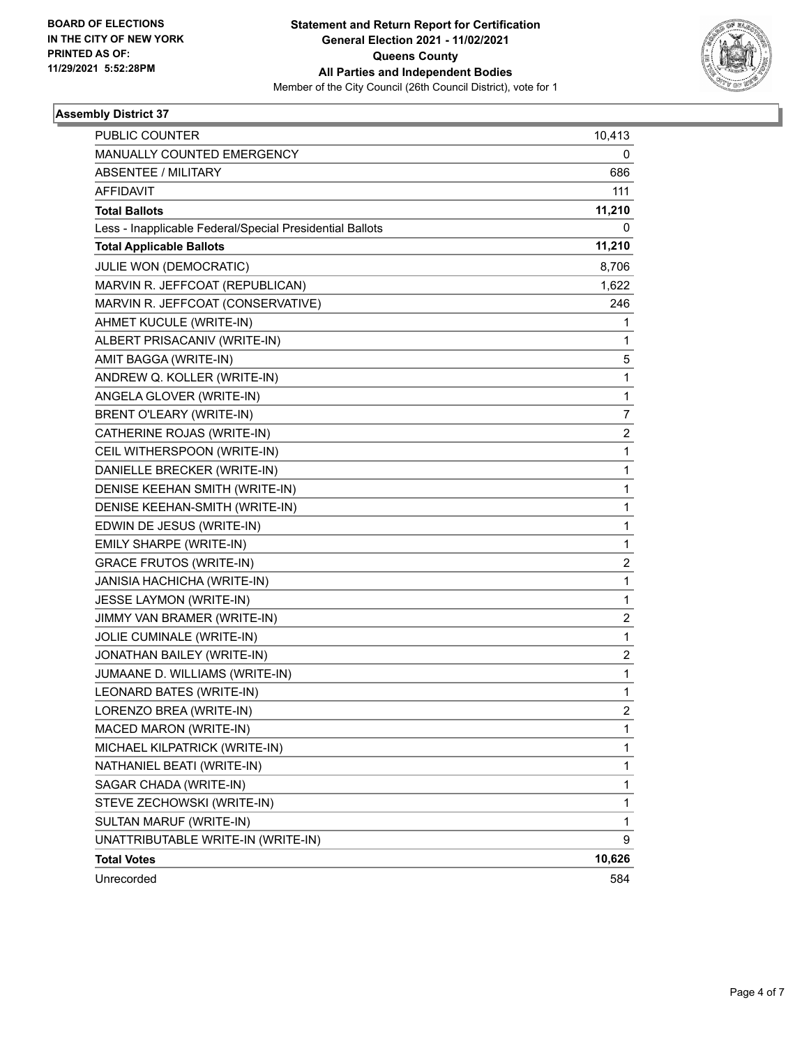**BOARD OF ELECTIONS IN THE CITY OF NEW YORK PRINTED AS OF: 11/29/2021 5:52:28PM**

# Statement and Return Report for Certification
## General Election 2021 - 11/02/2021
## Queens County
## All Parties and Independent Bodies
Member of the City Council (26th Council District), vote for 1

### Assembly District 37

| | |
|---|---|
| PUBLIC COUNTER | 10,413 |
| MANUALLY COUNTED EMERGENCY | 0 |
| ABSENTEE / MILITARY | 686 |
| AFFIDAVIT | 111 |
| **Total Ballots** | **11,210** |
| Less - Inapplicable Federal/Special Presidential Ballots | 0 |
| **Total Applicable Ballots** | **11,210** |
| JULIE WON (DEMOCRATIC) | 8,706 |
| MARVIN R. JEFFCOAT (REPUBLICAN) | 1,622 |
| MARVIN R. JEFFCOAT (CONSERVATIVE) | 246 |
| AHMET KUCULE (WRITE-IN) | 1 |
| ALBERT PRISACANIV (WRITE-IN) | 1 |
| AMIT BAGGA (WRITE-IN) | 5 |
| ANDREW Q. KOLLER (WRITE-IN) | 1 |
| ANGELA GLOVER (WRITE-IN) | 1 |
| BRENT O'LEARY (WRITE-IN) | 7 |
| CATHERINE ROJAS (WRITE-IN) | 2 |
| CEIL WITHERSPOON (WRITE-IN) | 1 |
| DANIELLE BRECKER (WRITE-IN) | 1 |
| DENISE KEEHAN SMITH (WRITE-IN) | 1 |
| DENISE KEEHAN-SMITH (WRITE-IN) | 1 |
| EDWIN DE JESUS (WRITE-IN) | 1 |
| EMILY SHARPE (WRITE-IN) | 1 |
| GRACE FRUTOS (WRITE-IN) | 2 |
| JANISIA HACHICHA (WRITE-IN) | 1 |
| JESSE LAYMON (WRITE-IN) | 1 |
| JIMMY VAN BRAMER (WRITE-IN) | 2 |
| JOLIE CUMINALE (WRITE-IN) | 1 |
| JONATHAN BAILEY (WRITE-IN) | 2 |
| JUMAANE D. WILLIAMS (WRITE-IN) | 1 |
| LEONARD BATES (WRITE-IN) | 1 |
| LORENZO BREA (WRITE-IN) | 2 |
| MACED MARON (WRITE-IN) | 1 |
| MICHAEL KILPATRICK (WRITE-IN) | 1 |
| NATHANIEL BEATI (WRITE-IN) | 1 |
| SAGAR CHADA (WRITE-IN) | 1 |
| STEVE ZECHOWSKI (WRITE-IN) | 1 |
| SULTAN MARUF (WRITE-IN) | 1 |
| UNATTRIBUTABLE WRITE-IN (WRITE-IN) | 9 |
| **Total Votes** | **10,626** |
| Unrecorded | 584 |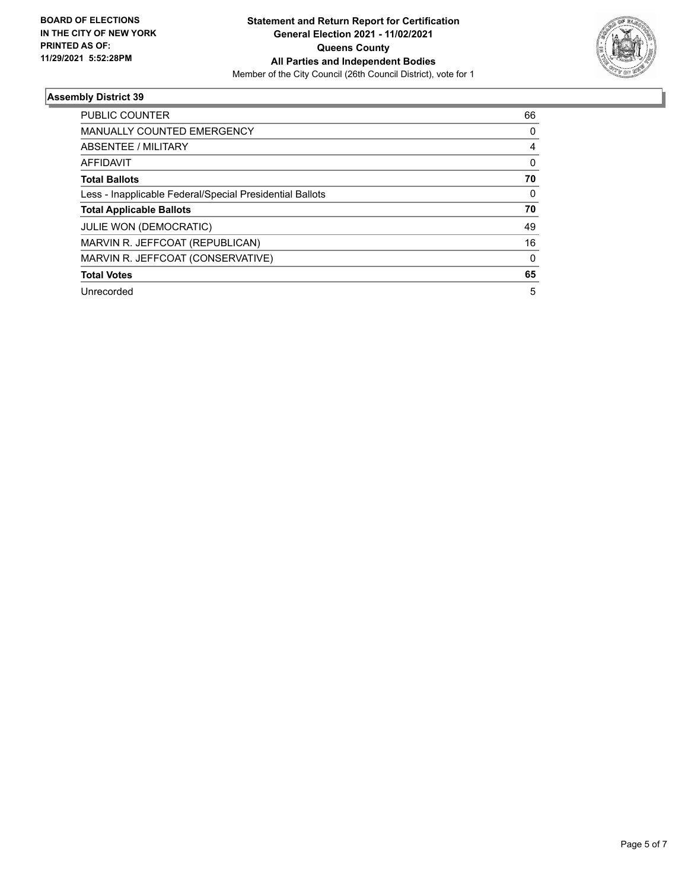**BOARD OF ELECTIONS IN THE CITY OF NEW YORK PRINTED AS OF: 11/29/2021 5:52:28PM**

**Statement and Return Report for Certification General Election 2021 - 11/02/2021 Queens County All Parties and Independent Bodies**

Member of the City Council (26th Council District), vote for 1

## Assembly District 39

| | |
|---|---|
| PUBLIC COUNTER | 66 |
| MANUALLY COUNTED EMERGENCY | 0 |
| ABSENTEE / MILITARY | 4 |
| AFFIDAVIT | 0 |
| **Total Ballots** | **70** |
| Less - Inapplicable Federal/Special Presidential Ballots | 0 |
| **Total Applicable Ballots** | **70** |
| JULIE WON (DEMOCRATIC) | 49 |
| MARVIN R. JEFFCOAT (REPUBLICAN) | 16 |
| MARVIN R. JEFFCOAT (CONSERVATIVE) | 0 |
| **Total Votes** | **65** |
| Unrecorded | 5 |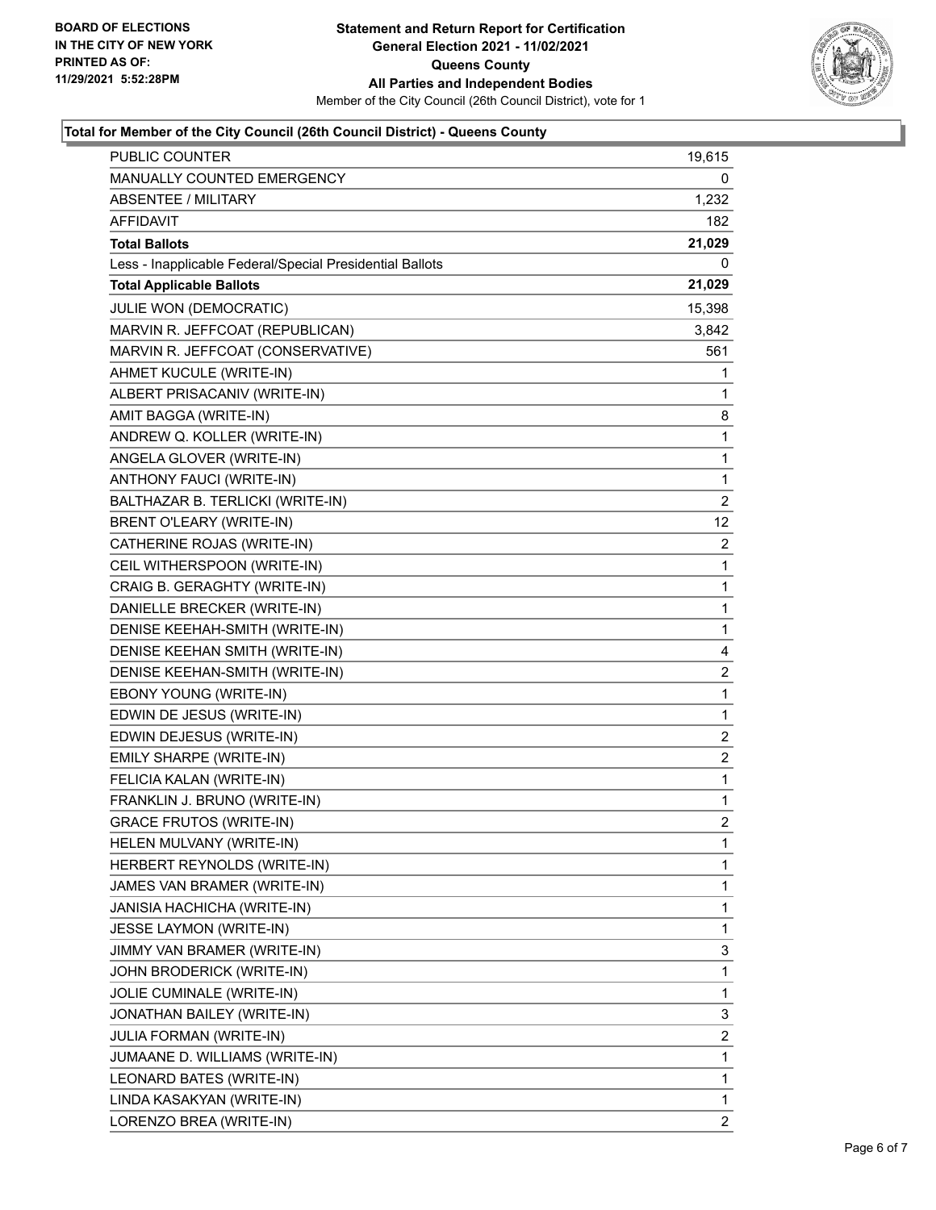BOARD OF ELECTIONS
IN THE CITY OF NEW YORK
PRINTED AS OF:
11/29/2021 5:52:28PM

**Statement and Return Report for Certification**
**General Election 2021 - 11/02/2021**
**Queens County**
**All Parties and Independent Bodies**
Member of the City Council (26th Council District), vote for 1

### Total for Member of the City Council (26th Council District) - Queens County

| | |
|---|---|
| PUBLIC COUNTER | 19,615 |
| MANUALLY COUNTED EMERGENCY | 0 |
| ABSENTEE / MILITARY | 1,232 |
| AFFIDAVIT | 182 |
| **Total Ballots** | **21,029** |
| Less - Inapplicable Federal/Special Presidential Ballots | 0 |
| **Total Applicable Ballots** | **21,029** |
| JULIE WON (DEMOCRATIC) | 15,398 |
| MARVIN R. JEFFCOAT (REPUBLICAN) | 3,842 |
| MARVIN R. JEFFCOAT (CONSERVATIVE) | 561 |
| AHMET KUCULE (WRITE-IN) | 1 |
| ALBERT PRISACANIV (WRITE-IN) | 1 |
| AMIT BAGGA (WRITE-IN) | 8 |
| ANDREW Q. KOLLER (WRITE-IN) | 1 |
| ANGELA GLOVER (WRITE-IN) | 1 |
| ANTHONY FAUCI (WRITE-IN) | 1 |
| BALTHAZAR B. TERLICKI (WRITE-IN) | 2 |
| BRENT O'LEARY (WRITE-IN) | 12 |
| CATHERINE ROJAS (WRITE-IN) | 2 |
| CEIL WITHERSPOON (WRITE-IN) | 1 |
| CRAIG B. GERAGHTY (WRITE-IN) | 1 |
| DANIELLE BRECKER (WRITE-IN) | 1 |
| DENISE KEEHAH-SMITH (WRITE-IN) | 1 |
| DENISE KEEHAN SMITH (WRITE-IN) | 4 |
| DENISE KEEHAN-SMITH (WRITE-IN) | 2 |
| EBONY YOUNG (WRITE-IN) | 1 |
| EDWIN DE JESUS (WRITE-IN) | 1 |
| EDWIN DEJESUS (WRITE-IN) | 2 |
| EMILY SHARPE (WRITE-IN) | 2 |
| FELICIA KALAN (WRITE-IN) | 1 |
| FRANKLIN J. BRUNO (WRITE-IN) | 1 |
| GRACE FRUTOS (WRITE-IN) | 2 |
| HELEN MULVANY (WRITE-IN) | 1 |
| HERBERT REYNOLDS (WRITE-IN) | 1 |
| JAMES VAN BRAMER (WRITE-IN) | 1 |
| JANISIA HACHICHA (WRITE-IN) | 1 |
| JESSE LAYMON (WRITE-IN) | 1 |
| JIMMY VAN BRAMER (WRITE-IN) | 3 |
| JOHN BRODERICK (WRITE-IN) | 1 |
| JOLIE CUMINALE (WRITE-IN) | 1 |
| JONATHAN BAILEY (WRITE-IN) | 3 |
| JULIA FORMAN (WRITE-IN) | 2 |
| JUMAANE D. WILLIAMS (WRITE-IN) | 1 |
| LEONARD BATES (WRITE-IN) | 1 |
| LINDA KASAKYAN (WRITE-IN) | 1 |
| LORENZO BREA (WRITE-IN) | 2 |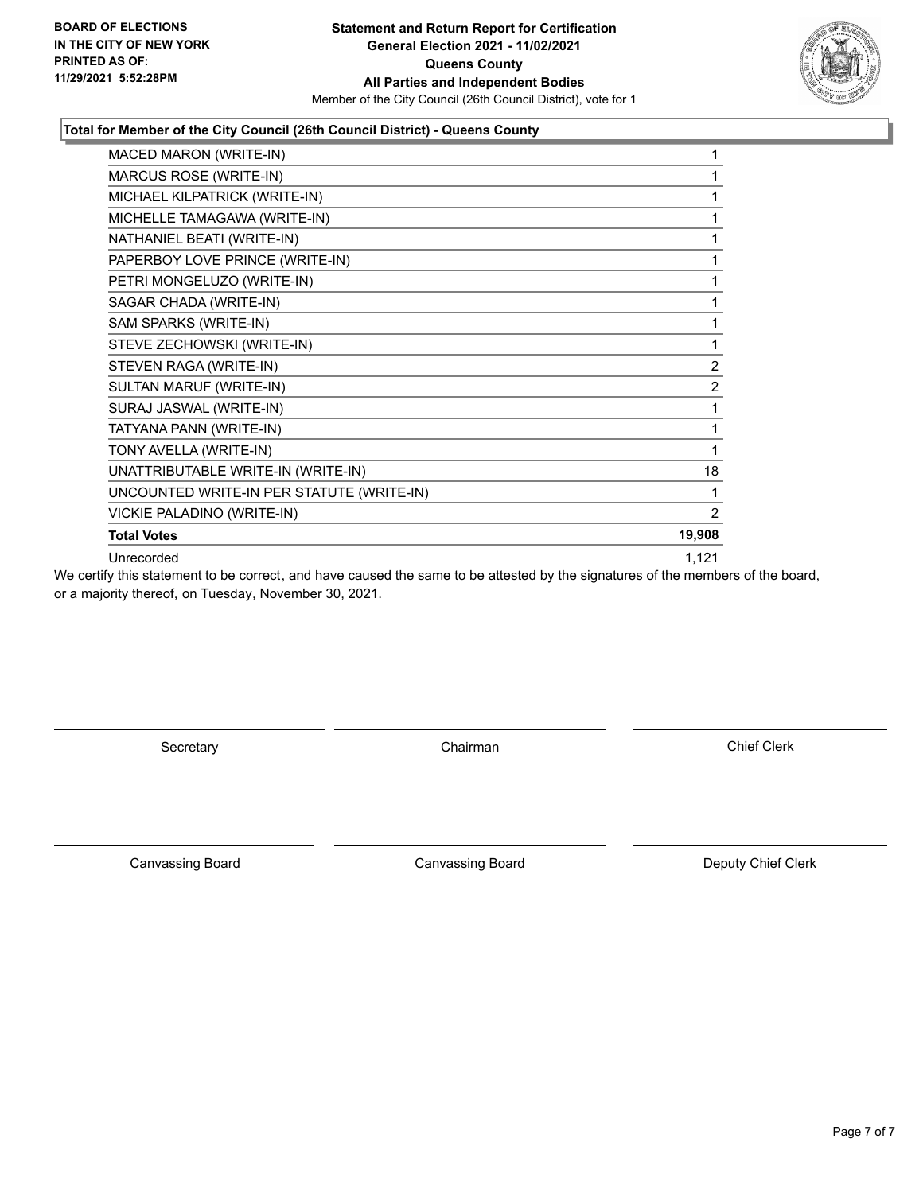**BOARD OF ELECTIONS IN THE CITY OF NEW YORK PRINTED AS OF: 11/29/2021 5:52:28PM**

**Statement and Return Report for Certification General Election 2021 - 11/02/2021 Queens County All Parties and Independent Bodies**

Member of the City Council (26th Council District), vote for 1

**Total for Member of the City Council (26th Council District) - Queens County**

| | |
|---|---|
| MACED MARON (WRITE-IN) | 1 |
| MARCUS ROSE (WRITE-IN) | 1 |
| MICHAEL KILPATRICK (WRITE-IN) | 1 |
| MICHELLE TAMAGAWA (WRITE-IN) | 1 |
| NATHANIEL BEATI (WRITE-IN) | 1 |
| PAPERBOY LOVE PRINCE (WRITE-IN) | 1 |
| PETRI MONGELUZO (WRITE-IN) | 1 |
| SAGAR CHADA (WRITE-IN) | 1 |
| SAM SPARKS (WRITE-IN) | 1 |
| STEVE ZECHOWSKI (WRITE-IN) | 1 |
| STEVEN RAGA (WRITE-IN) | 2 |
| SULTAN MARUF (WRITE-IN) | 2 |
| SURAJ JASWAL (WRITE-IN) | 1 |
| TATYANA PANN (WRITE-IN) | 1 |
| TONY AVELLA (WRITE-IN) | 1 |
| UNATTRIBUTABLE WRITE-IN (WRITE-IN) | 18 |
| UNCOUNTED WRITE-IN PER STATUTE (WRITE-IN) | 1 |
| VICKIE PALADINO (WRITE-IN) | 2 |
| **Total Votes** | **19,908** |
| Unrecorded | 1,121 |

We certify this statement to be correct, and have caused the same to be attested by the signatures of the members of the board, or a majority thereof, on Tuesday, November 30, 2021.

Secretary

Chairman

Chief Clerk

Canvassing Board

Canvassing Board

Deputy Chief Clerk